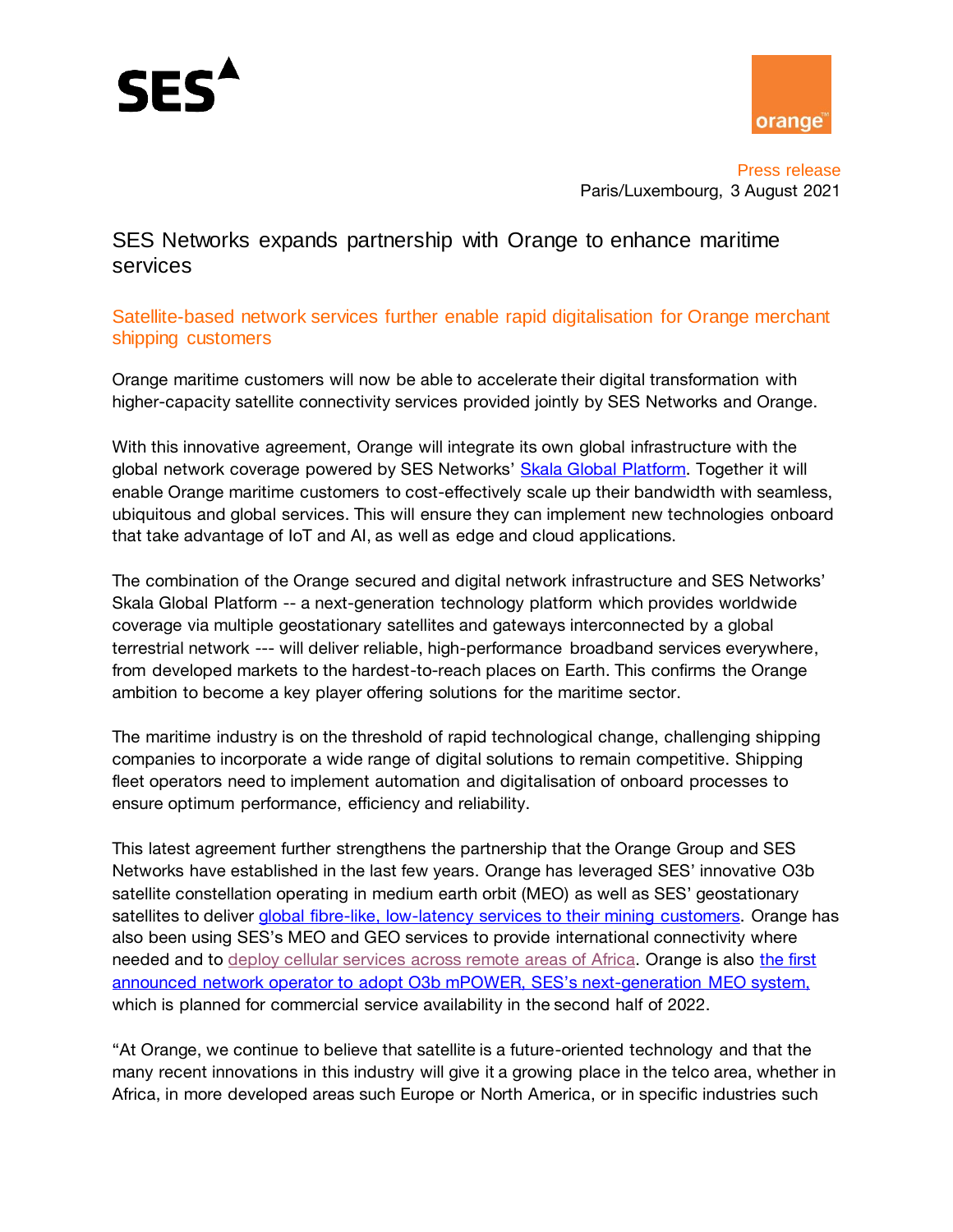Press release
Paris/Luxembourg, 3 August 2021

# SES Networks expands partnership with Orange to enhance maritime services

## Satellite-based network services further enable rapid digitalisation for Orange merchant shipping customers

Orange maritime customers will now be able to accelerate their digital transformation with higher-capacity satellite connectivity services provided jointly by SES Networks and Orange.

With this innovative agreement, Orange will integrate its own global infrastructure with the global network coverage powered by SES Networks' Skala Global Platform. Together it will enable Orange maritime customers to cost-effectively scale up their bandwidth with seamless, ubiquitous and global services. This will ensure they can implement new technologies onboard that take advantage of IoT and AI, as well as edge and cloud applications.

The combination of the Orange secured and digital network infrastructure and SES Networks' Skala Global Platform -- a next-generation technology platform which provides worldwide coverage via multiple geostationary satellites and gateways interconnected by a global terrestrial network --- will deliver reliable, high-performance broadband services everywhere, from developed markets to the hardest-to-reach places on Earth. This confirms the Orange ambition to become a key player offering solutions for the maritime sector.

The maritime industry is on the threshold of rapid technological change, challenging shipping companies to incorporate a wide range of digital solutions to remain competitive. Shipping fleet operators need to implement automation and digitalisation of onboard processes to ensure optimum performance, efficiency and reliability.

This latest agreement further strengthens the partnership that the Orange Group and SES Networks have established in the last few years. Orange has leveraged SES' innovative O3b satellite constellation operating in medium earth orbit (MEO) as well as SES' geostationary satellites to deliver global fibre-like, low-latency services to their mining customers. Orange has also been using SES's MEO and GEO services to provide international connectivity where needed and to deploy cellular services across remote areas of Africa. Orange is also the first announced network operator to adopt O3b mPOWER, SES's next-generation MEO system, which is planned for commercial service availability in the second half of 2022.

"At Orange, we continue to believe that satellite is a future-oriented technology and that the many recent innovations in this industry will give it a growing place in the telco area, whether in Africa, in more developed areas such Europe or North America, or in specific industries such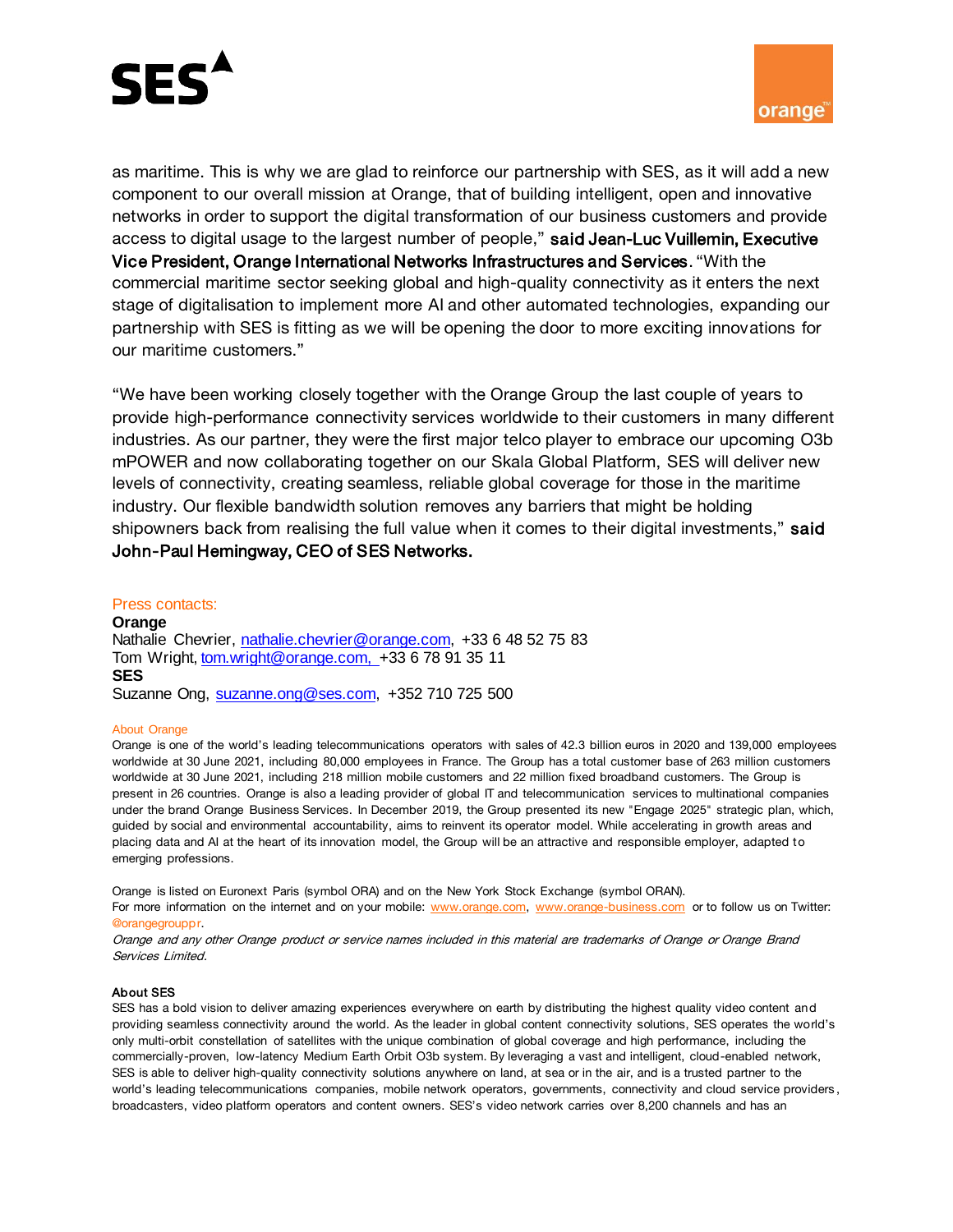as maritime. This is why we are glad to reinforce our partnership with SES, as it will add a new component to our overall mission at Orange, that of building intelligent, open and innovative networks in order to support the digital transformation of our business customers and provide access to digital usage to the largest number of people," **said Jean-Luc Vuillemin, Executive Vice President, Orange International Networks Infrastructures and Services**. "With the commercial maritime sector seeking global and high-quality connectivity as it enters the next stage of digitalisation to implement more AI and other automated technologies, expanding our partnership with SES is fitting as we will be opening the door to more exciting innovations for our maritime customers."

"We have been working closely together with the Orange Group the last couple of years to provide high-performance connectivity services worldwide to their customers in many different industries. As our partner, they were the first major telco player to embrace our upcoming O3b mPOWER and now collaborating together on our Skala Global Platform, SES will deliver new levels of connectivity, creating seamless, reliable global coverage for those in the maritime industry. Our flexible bandwidth solution removes any barriers that might be holding shipowners back from realising the full value when it comes to their digital investments," **said John-Paul Hemingway, CEO of SES Networks.**

Press contacts:

**Orange**
Nathalie Chevrier, nathalie.chevrier@orange.com, +33 6 48 52 75 83
Tom Wright, tom.wright@orange.com, +33 6 78 91 35 11
**SES**
Suzanne Ong, suzanne.ong@ses.com, +352 710 725 500

About Orange

Orange is one of the world's leading telecommunications operators with sales of 42.3 billion euros in 2020 and 139,000 employees worldwide at 30 June 2021, including 80,000 employees in France. The Group has a total customer base of 263 million customers worldwide at 30 June 2021, including 218 million mobile customers and 22 million fixed broadband customers. The Group is present in 26 countries. Orange is also a leading provider of global IT and telecommunication services to multinational companies under the brand Orange Business Services. In December 2019, the Group presented its new "Engage 2025" strategic plan, which, guided by social and environmental accountability, aims to reinvent its operator model. While accelerating in growth areas and placing data and AI at the heart of its innovation model, the Group will be an attractive and responsible employer, adapted to emerging professions.

Orange is listed on Euronext Paris (symbol ORA) and on the New York Stock Exchange (symbol ORAN).
For more information on the internet and on your mobile: www.orange.com, www.orange-business.com or to follow us on Twitter: @orangegrouppr.
*Orange and any other Orange product or service names included in this material are trademarks of Orange or Orange Brand Services Limited.*

**About SES**

SES has a bold vision to deliver amazing experiences everywhere on earth by distributing the highest quality video content and providing seamless connectivity around the world. As the leader in global content connectivity solutions, SES operates the world's only multi-orbit constellation of satellites with the unique combination of global coverage and high performance, including the commercially-proven, low-latency Medium Earth Orbit O3b system. By leveraging a vast and intelligent, cloud-enabled network, SES is able to deliver high-quality connectivity solutions anywhere on land, at sea or in the air, and is a trusted partner to the world's leading telecommunications companies, mobile network operators, governments, connectivity and cloud service providers, broadcasters, video platform operators and content owners. SES's video network carries over 8,200 channels and has an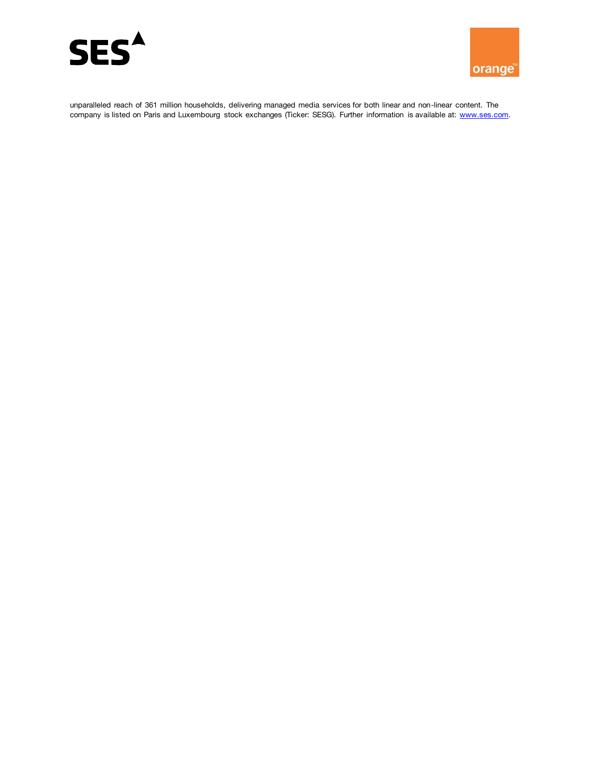unparalleled reach of 361 million households, delivering managed media services for both linear and non-linear content. The company is listed on Paris and Luxembourg stock exchanges (Ticker: SESG). Further information is available at: www.ses.com.